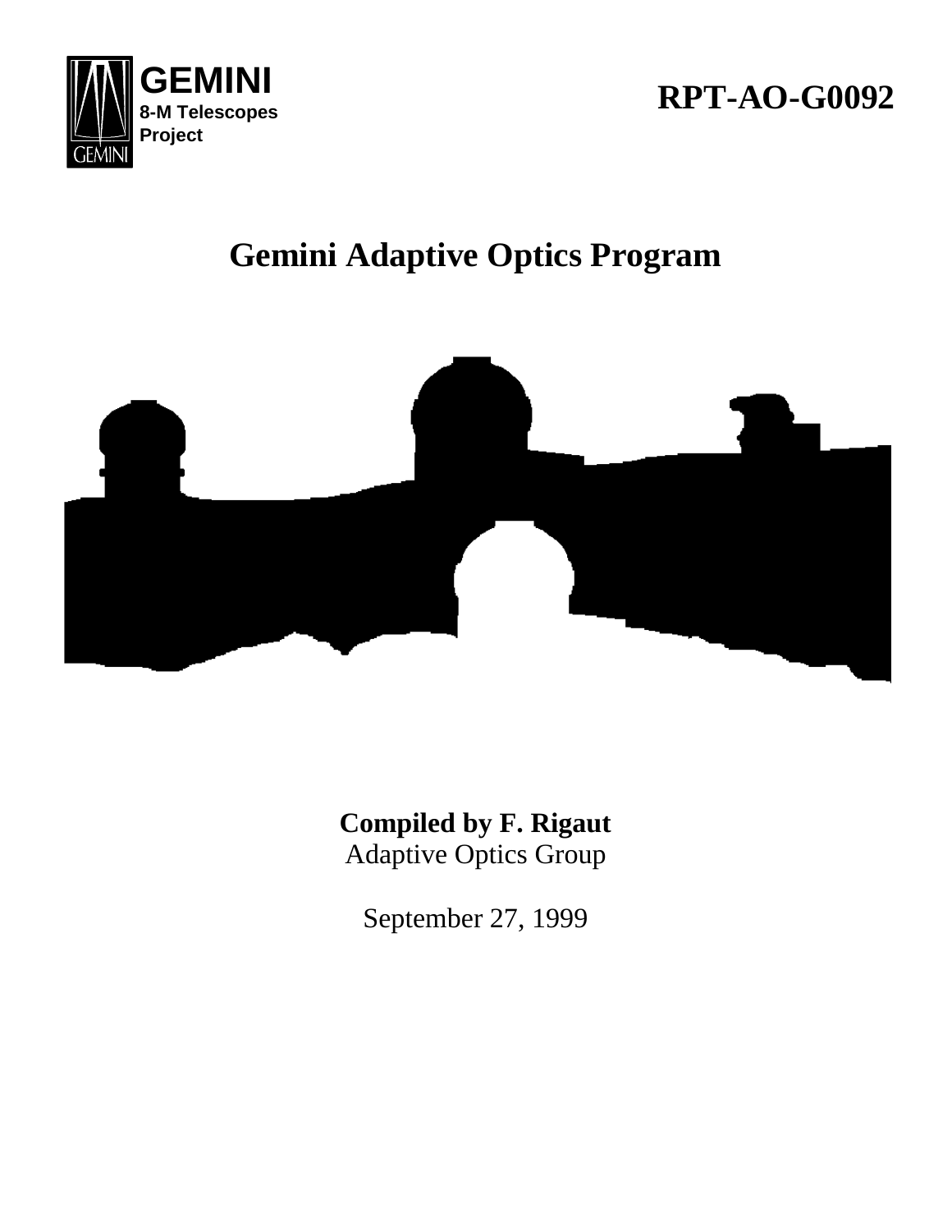**GEMINI**
**8-M Telescopes Project**

**RPT-AO-G0092**

# Gemini Adaptive Optics Program

**Compiled by F. Rigaut**
Adaptive Optics Group

September 27, 1999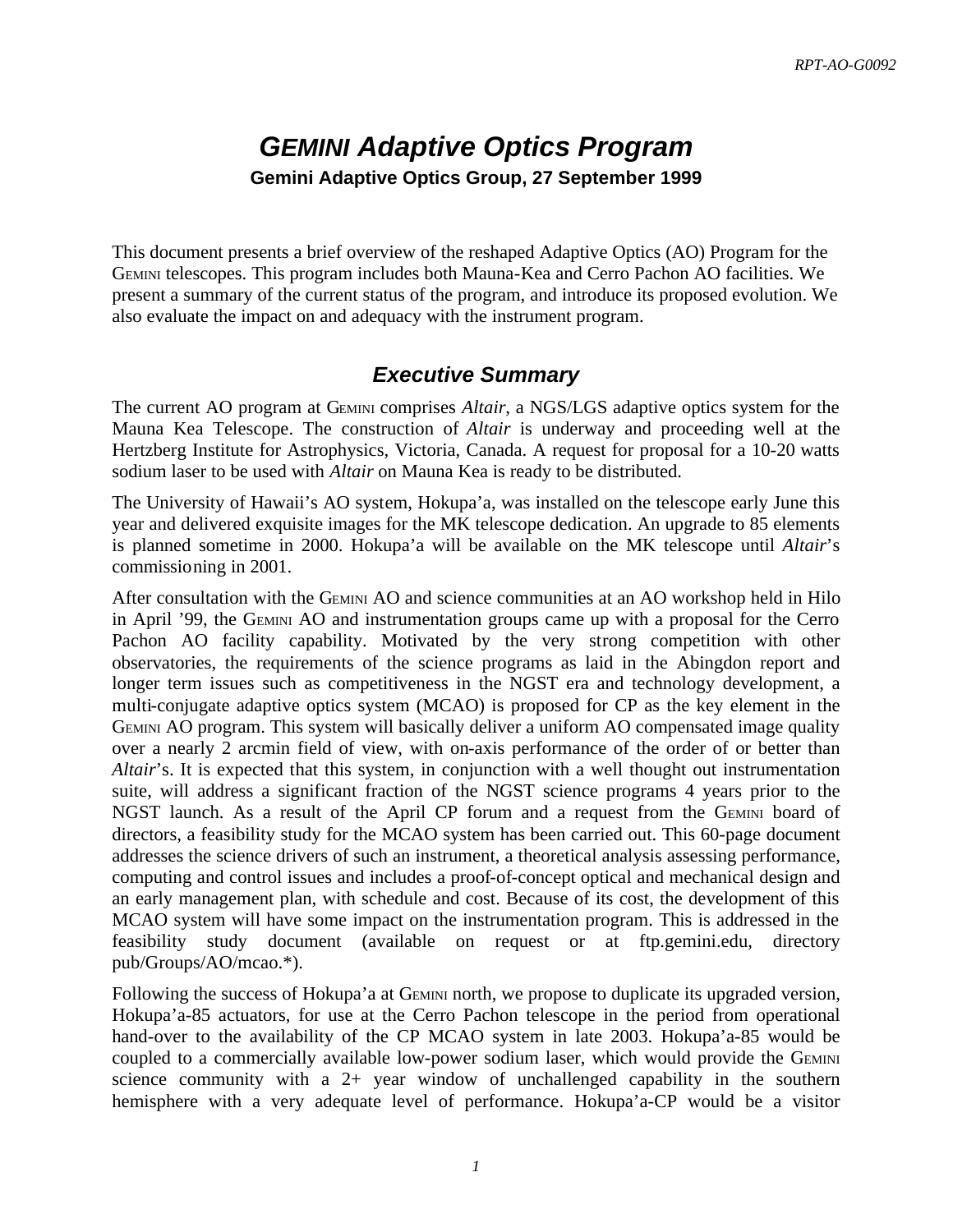# *GEMINI* Adaptive Optics Program

**Gemini Adaptive Optics Group, 27 September 1999**

This document presents a brief overview of the reshaped Adaptive Optics (AO) Program for the GEMINI telescopes. This program includes both Mauna-Kea and Cerro Pachon AO facilities. We present a summary of the current status of the program, and introduce its proposed evolution. We also evaluate the impact on and adequacy with the instrument program.

## *Executive Summary*

The current AO program at GEMINI comprises *Altair*, a NGS/LGS adaptive optics system for the Mauna Kea Telescope. The construction of *Altair* is underway and proceeding well at the Hertzberg Institute for Astrophysics, Victoria, Canada. A request for proposal for a 10-20 watts sodium laser to be used with *Altair* on Mauna Kea is ready to be distributed.

The University of Hawaii's AO system, Hokupa'a, was installed on the telescope early June this year and delivered exquisite images for the MK telescope dedication. An upgrade to 85 elements is planned sometime in 2000. Hokupa'a will be available on the MK telescope until *Altair*'s commissioning in 2001.

After consultation with the GEMINI AO and science communities at an AO workshop held in Hilo in April '99, the GEMINI AO and instrumentation groups came up with a proposal for the Cerro Pachon AO facility capability. Motivated by the very strong competition with other observatories, the requirements of the science programs as laid in the Abingdon report and longer term issues such as competitiveness in the NGST era and technology development, a multi-conjugate adaptive optics system (MCAO) is proposed for CP as the key element in the GEMINI AO program. This system will basically deliver a uniform AO compensated image quality over a nearly 2 arcmin field of view, with on-axis performance of the order of or better than *Altair*'s. It is expected that this system, in conjunction with a well thought out instrumentation suite, will address a significant fraction of the NGST science programs 4 years prior to the NGST launch. As a result of the April CP forum and a request from the GEMINI board of directors, a feasibility study for the MCAO system has been carried out. This 60-page document addresses the science drivers of such an instrument, a theoretical analysis assessing performance, computing and control issues and includes a proof-of-concept optical and mechanical design and an early management plan, with schedule and cost. Because of its cost, the development of this MCAO system will have some impact on the instrumentation program. This is addressed in the feasibility study document (available on request or at ftp.gemini.edu, directory pub/Groups/AO/mcao.*).

Following the success of Hokupa'a at GEMINI north, we propose to duplicate its upgraded version, Hokupa'a-85 actuators, for use at the Cerro Pachon telescope in the period from operational hand-over to the availability of the CP MCAO system in late 2003. Hokupa'a-85 would be coupled to a commercially available low-power sodium laser, which would provide the GEMINI science community with a 2+ year window of unchallenged capability in the southern hemisphere with a very adequate level of performance. Hokupa'a-CP would be a visitor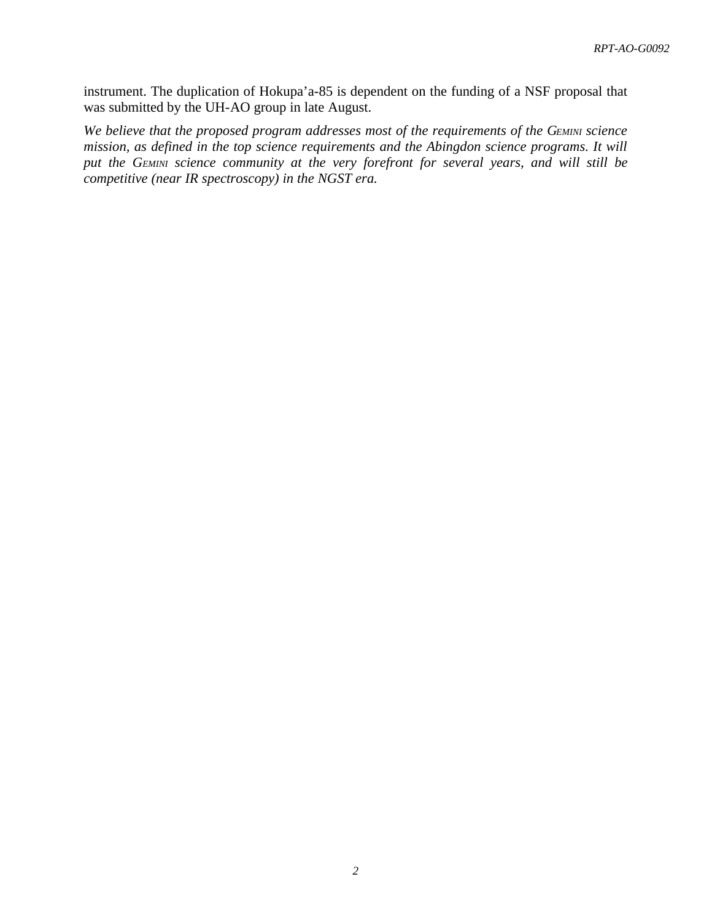instrument. The duplication of Hokupa'a-85 is dependent on the funding of a NSF proposal that was submitted by the UH-AO group in late August.

*We believe that the proposed program addresses most of the requirements of the GEMINI science mission, as defined in the top science requirements and the Abingdon science programs. It will put the GEMINI science community at the very forefront for several years, and will still be competitive (near IR spectroscopy) in the NGST era.*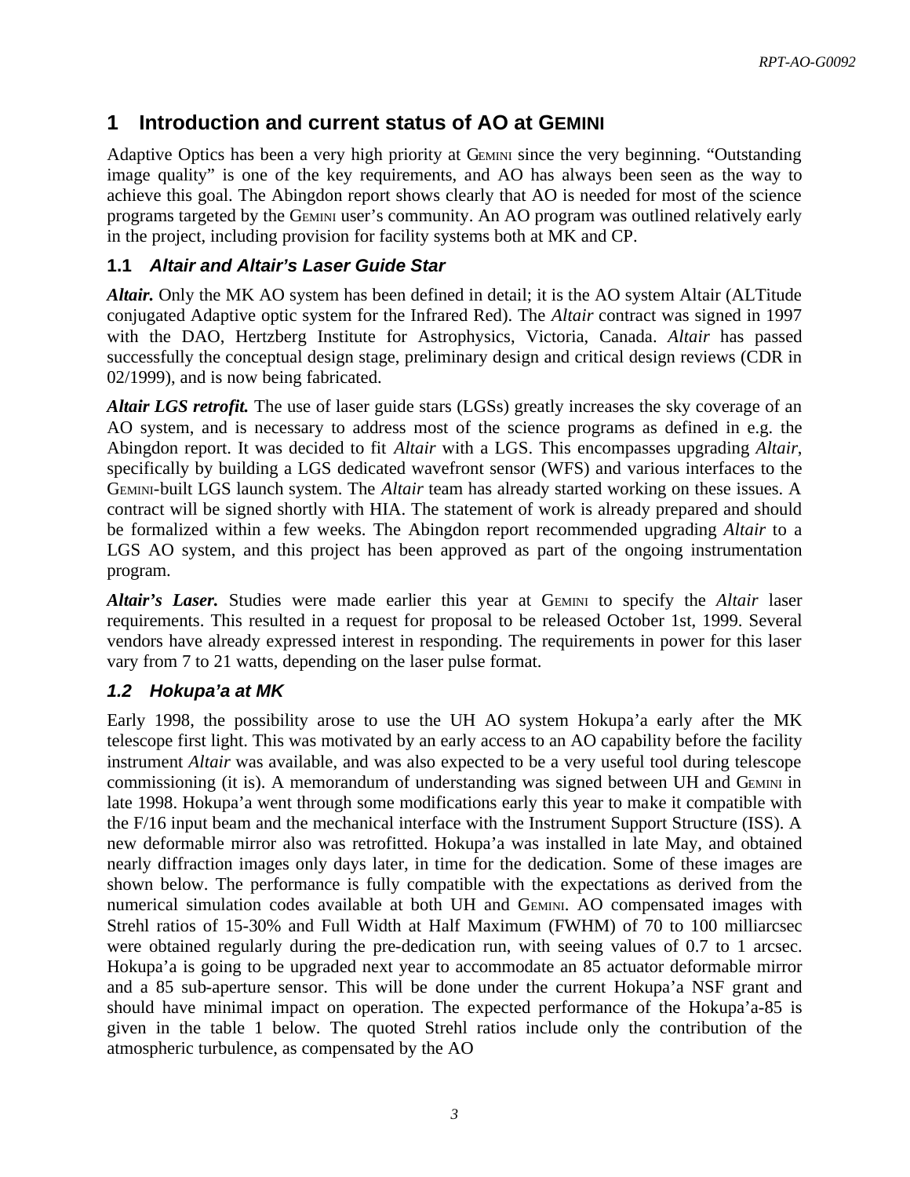# 1 Introduction and current status of AO at GEMINI

Adaptive Optics has been a very high priority at GEMINI since the very beginning. “Outstanding image quality” is one of the key requirements, and AO has always been seen as the way to achieve this goal. The Abingdon report shows clearly that AO is needed for most of the science programs targeted by the GEMINI user’s community. An AO program was outlined relatively early in the project, including provision for facility systems both at MK and CP.

## 1.1 *Altair and Altair’s Laser Guide Star*

***Altair.*** Only the MK AO system has been defined in detail; it is the AO system Altair (ALTitude conjugated Adaptive optic system for the Infrared Red). The *Altair* contract was signed in 1997 with the DAO, Hertzberg Institute for Astrophysics, Victoria, Canada. *Altair* has passed successfully the conceptual design stage, preliminary design and critical design reviews (CDR in 02/1999), and is now being fabricated.

***Altair LGS retrofit.*** The use of laser guide stars (LGSs) greatly increases the sky coverage of an AO system, and is necessary to address most of the science programs as defined in e.g. the Abingdon report. It was decided to fit *Altair* with a LGS. This encompasses upgrading *Altair*, specifically by building a LGS dedicated wavefront sensor (WFS) and various interfaces to the GEMINI-built LGS launch system. The *Altair* team has already started working on these issues. A contract will be signed shortly with HIA. The statement of work is already prepared and should be formalized within a few weeks. The Abingdon report recommended upgrading *Altair* to a LGS AO system, and this project has been approved as part of the ongoing instrumentation program.

***Altair’s Laser.*** Studies were made earlier this year at GEMINI to specify the *Altair* laser requirements. This resulted in a request for proposal to be released October 1st, 1999. Several vendors have already expressed interest in responding. The requirements in power for this laser vary from 7 to 21 watts, depending on the laser pulse format.

## *1.2 Hokupa’a at MK*

Early 1998, the possibility arose to use the UH AO system Hokupa’a early after the MK telescope first light. This was motivated by an early access to an AO capability before the facility instrument *Altair* was available, and was also expected to be a very useful tool during telescope commissioning (it is). A memorandum of understanding was signed between UH and GEMINI in late 1998. Hokupa’a went through some modifications early this year to make it compatible with the F/16 input beam and the mechanical interface with the Instrument Support Structure (ISS). A new deformable mirror also was retrofitted. Hokupa’a was installed in late May, and obtained nearly diffraction images only days later, in time for the dedication. Some of these images are shown below. The performance is fully compatible with the expectations as derived from the numerical simulation codes available at both UH and GEMINI. AO compensated images with Strehl ratios of 15-30% and Full Width at Half Maximum (FWHM) of 70 to 100 milliarcsec were obtained regularly during the pre-dedication run, with seeing values of 0.7 to 1 arcsec. Hokupa’a is going to be upgraded next year to accommodate an 85 actuator deformable mirror and a 85 sub-aperture sensor. This will be done under the current Hokupa’a NSF grant and should have minimal impact on operation. The expected performance of the Hokupa’a-85 is given in the table 1 below. The quoted Strehl ratios include only the contribution of the atmospheric turbulence, as compensated by the AO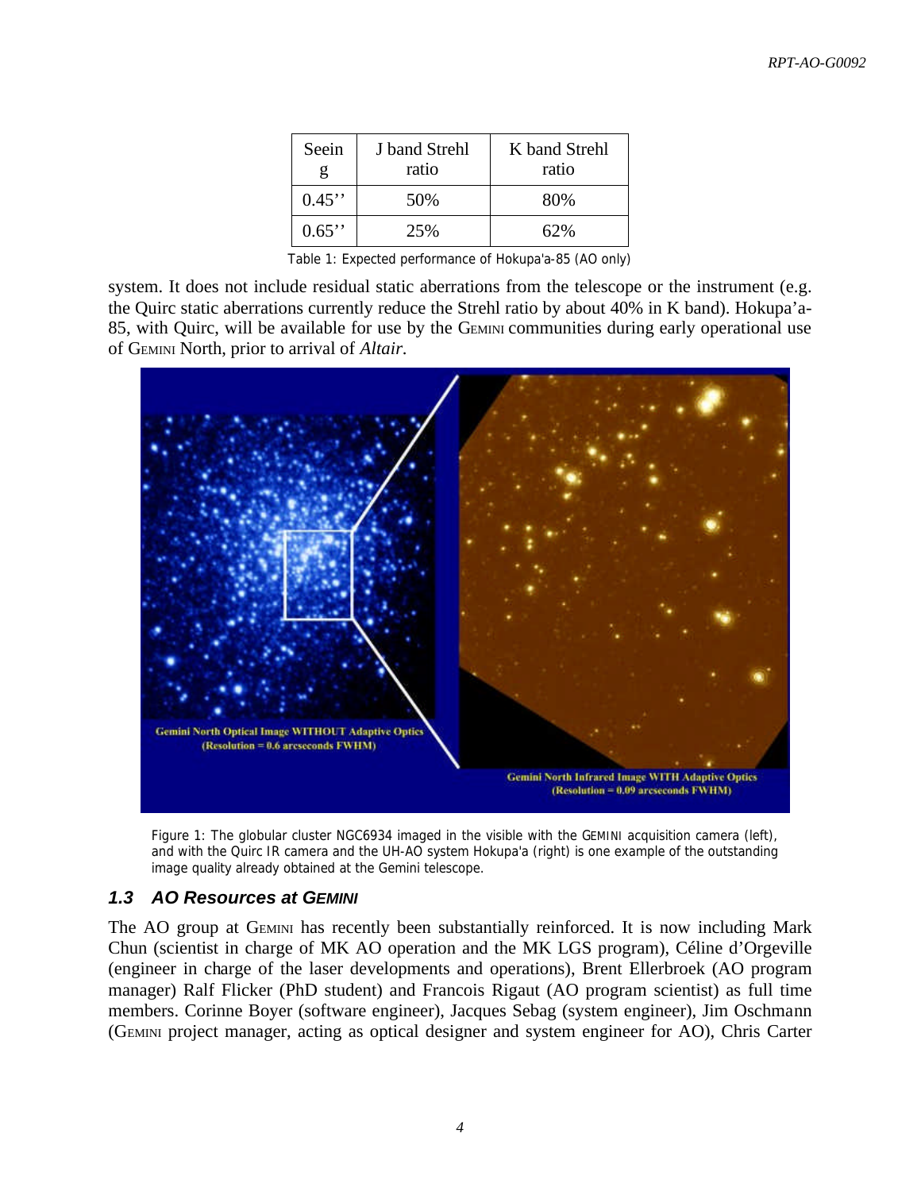| Seeing | J band Strehl ratio | K band Strehl ratio |
|---|---|---|
| 0.45'' | 50% | 80% |
| 0.65'' | 25% | 62% |

Table 1: Expected performance of Hokupa'a-85 (AO only)

system. It does not include residual static aberrations from the telescope or the instrument (e.g. the Quirc static aberrations currently reduce the Strehl ratio by about 40% in K band). Hokupa'a-85, with Quirc, will be available for use by the GEMINI communities during early operational use of GEMINI North, prior to arrival of *Altair*.

Figure 1: The globular cluster NGC6934 imaged in the visible with the GEMINI acquisition camera (left), and with the Quirc IR camera and the UH-AO system Hokupa'a (right) is one example of the outstanding image quality already obtained at the Gemini telescope.

### *1.3 AO Resources at GEMINI*

The AO group at GEMINI has recently been substantially reinforced. It is now including Mark Chun (scientist in charge of MK AO operation and the MK LGS program), Céline d'Orgeville (engineer in charge of the laser developments and operations), Brent Ellerbroek (AO program manager) Ralf Flicker (PhD student) and Francois Rigaut (AO program scientist) as full time members. Corinne Boyer (software engineer), Jacques Sebag (system engineer), Jim Oschmann (GEMINI project manager, acting as optical designer and system engineer for AO), Chris Carter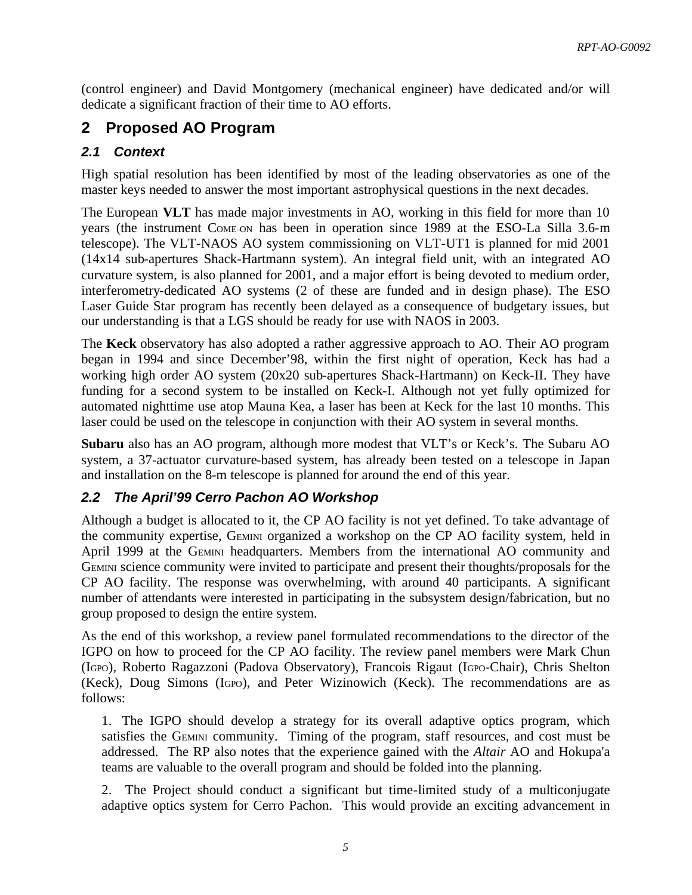(control engineer) and David Montgomery (mechanical engineer) have dedicated and/or will dedicate a significant fraction of their time to AO efforts.

## 2 Proposed AO Program

### *2.1 Context*

High spatial resolution has been identified by most of the leading observatories as one of the master keys needed to answer the most important astrophysical questions in the next decades.

The European **VLT** has made major investments in AO, working in this field for more than 10 years (the instrument COME-ON has been in operation since 1989 at the ESO-La Silla 3.6-m telescope). The VLT-NAOS AO system commissioning on VLT-UT1 is planned for mid 2001 (14x14 sub-apertures Shack-Hartmann system). An integral field unit, with an integrated AO curvature system, is also planned for 2001, and a major effort is being devoted to medium order, interferometry-dedicated AO systems (2 of these are funded and in design phase). The ESO Laser Guide Star program has recently been delayed as a consequence of budgetary issues, but our understanding is that a LGS should be ready for use with NAOS in 2003.

The **Keck** observatory has also adopted a rather aggressive approach to AO. Their AO program began in 1994 and since December'98, within the first night of operation, Keck has had a working high order AO system (20x20 sub-apertures Shack-Hartmann) on Keck-II. They have funding for a second system to be installed on Keck-I. Although not yet fully optimized for automated nighttime use atop Mauna Kea, a laser has been at Keck for the last 10 months. This laser could be used on the telescope in conjunction with their AO system in several months.

**Subaru** also has an AO program, although more modest that VLT's or Keck's. The Subaru AO system, a 37-actuator curvature-based system, has already been tested on a telescope in Japan and installation on the 8-m telescope is planned for around the end of this year.

### *2.2 The April'99 Cerro Pachon AO Workshop*

Although a budget is allocated to it, the CP AO facility is not yet defined. To take advantage of the community expertise, GEMINI organized a workshop on the CP AO facility system, held in April 1999 at the GEMINI headquarters. Members from the international AO community and GEMINI science community were invited to participate and present their thoughts/proposals for the CP AO facility. The response was overwhelming, with around 40 participants. A significant number of attendants were interested in participating in the subsystem design/fabrication, but no group proposed to design the entire system.

As the end of this workshop, a review panel formulated recommendations to the director of the IGPO on how to proceed for the CP AO facility. The review panel members were Mark Chun (IGPO), Roberto Ragazzoni (Padova Observatory), Francois Rigaut (IGPO-Chair), Chris Shelton (Keck), Doug Simons (IGPO), and Peter Wizinowich (Keck). The recommendations are as follows:

1. The IGPO should develop a strategy for its overall adaptive optics program, which satisfies the GEMINI community. Timing of the program, staff resources, and cost must be addressed. The RP also notes that the experience gained with the *Altair* AO and Hokupa'a teams are valuable to the overall program and should be folded into the planning.

2. The Project should conduct a significant but time-limited study of a multiconjugate adaptive optics system for Cerro Pachon. This would provide an exciting advancement in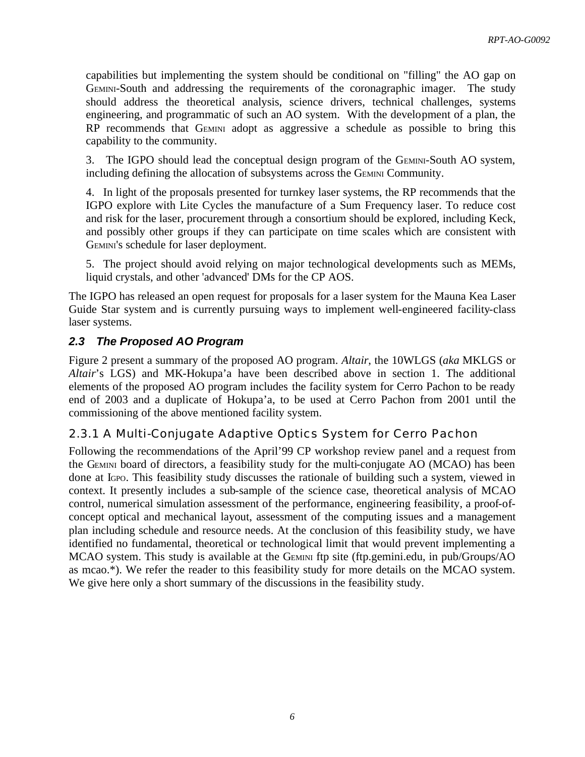capabilities but implementing the system should be conditional on "filling" the AO gap on GEMINI-South and addressing the requirements of the coronagraphic imager. The study should address the theoretical analysis, science drivers, technical challenges, systems engineering, and programmatic of such an AO system. With the development of a plan, the RP recommends that GEMINI adopt as aggressive a schedule as possible to bring this capability to the community.

3. The IGPO should lead the conceptual design program of the GEMINI-South AO system, including defining the allocation of subsystems across the GEMINI Community.

4. In light of the proposals presented for turnkey laser systems, the RP recommends that the IGPO explore with Lite Cycles the manufacture of a Sum Frequency laser. To reduce cost and risk for the laser, procurement through a consortium should be explored, including Keck, and possibly other groups if they can participate on time scales which are consistent with GEMINI's schedule for laser deployment.

5. The project should avoid relying on major technological developments such as MEMs, liquid crystals, and other 'advanced' DMs for the CP AOS.

The IGPO has released an open request for proposals for a laser system for the Mauna Kea Laser Guide Star system and is currently pursuing ways to implement well-engineered facility-class laser systems.

## 2.3 The Proposed AO Program

Figure 2 present a summary of the proposed AO program. *Altair*, the 10WLGS (*aka* MKLGS or *Altair*'s LGS) and MK-Hokupa'a have been described above in section 1. The additional elements of the proposed AO program includes the facility system for Cerro Pachon to be ready end of 2003 and a duplicate of Hokupa'a, to be used at Cerro Pachon from 2001 until the commissioning of the above mentioned facility system.

### 2.3.1 A Multi-Conjugate Adaptive Optics System for Cerro Pachon

Following the recommendations of the April'99 CP workshop review panel and a request from the GEMINI board of directors, a feasibility study for the multi-conjugate AO (MCAO) has been done at IGPO. This feasibility study discusses the rationale of building such a system, viewed in context. It presently includes a sub-sample of the science case, theoretical analysis of MCAO control, numerical simulation assessment of the performance, engineering feasibility, a proof-of-concept optical and mechanical layout, assessment of the computing issues and a management plan including schedule and resource needs. At the conclusion of this feasibility study, we have identified no fundamental, theoretical or technological limit that would prevent implementing a MCAO system. This study is available at the GEMINI ftp site (ftp.gemini.edu, in pub/Groups/AO as mcao.*). We refer the reader to this feasibility study for more details on the MCAO system. We give here only a short summary of the discussions in the feasibility study.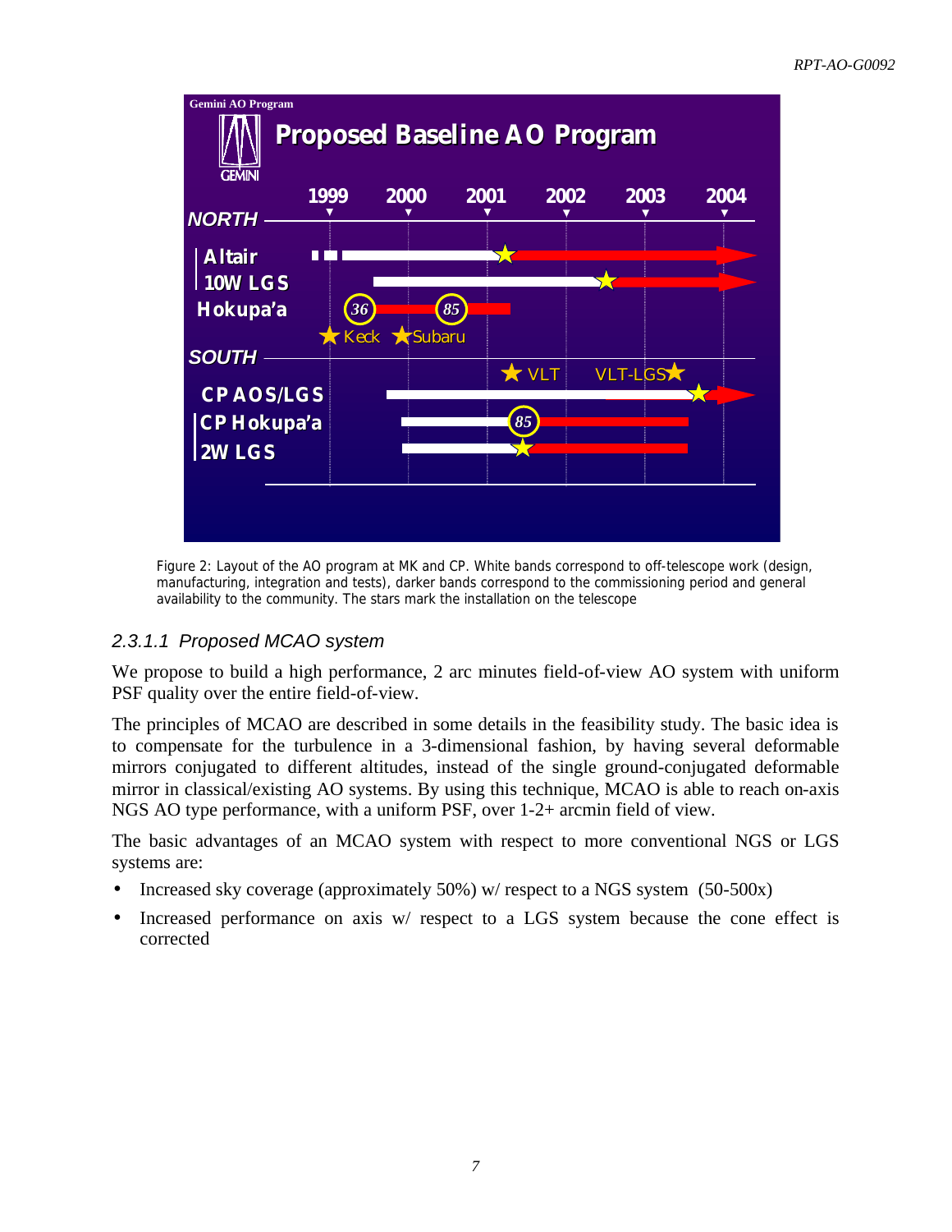Figure 2: Layout of the AO program at MK and CP. White bands correspond to off-telescope work (design, manufacturing, integration and tests), darker bands correspond to the commissioning period and general availability to the community. The stars mark the installation on the telescope

### 2.3.1.1 Proposed MCAO system

We propose to build a high performance, 2 arc minutes field-of-view AO system with uniform PSF quality over the entire field-of-view.

The principles of MCAO are described in some details in the feasibility study. The basic idea is to compensate for the turbulence in a 3-dimensional fashion, by having several deformable mirrors conjugated to different altitudes, instead of the single ground-conjugated deformable mirror in classical/existing AO systems. By using this technique, MCAO is able to reach on-axis NGS AO type performance, with a uniform PSF, over 1-2+ arcmin field of view.

The basic advantages of an MCAO system with respect to more conventional NGS or LGS systems are:

- Increased sky coverage (approximately 50%) w/ respect to a NGS system (50-500x)
- Increased performance on axis w/ respect to a LGS system because the cone effect is corrected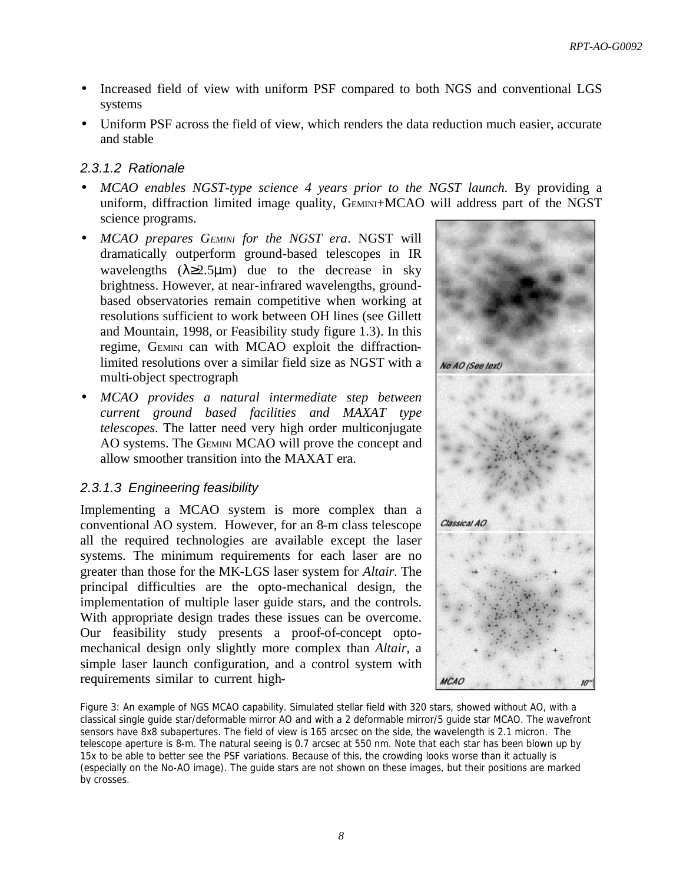- Increased field of view with uniform PSF compared to both NGS and conventional LGS systems
- Uniform PSF across the field of view, which renders the data reduction much easier, accurate and stable

#### 2.3.1.2 Rationale

- *MCAO enables NGST-type science 4 years prior to the NGST launch.* By providing a uniform, diffraction limited image quality, GEMINI+MCAO will address part of the NGST science programs.
- *MCAO prepares GEMINI for the NGST era*. NGST will dramatically outperform ground-based telescopes in IR wavelengths ($\lambda \geq 2.5\mu m$) due to the decrease in sky brightness. However, at near-infrared wavelengths, ground-based observatories remain competitive when working at resolutions sufficient to work between OH lines (see Gillett and Mountain, 1998, or Feasibility study figure 1.3). In this regime, GEMINI can with MCAO exploit the diffraction-limited resolutions over a similar field size as NGST with a multi-object spectrograph
- *MCAO provides a natural intermediate step between current ground based facilities and MAXAT type telescopes*. The latter need very high order multiconjugate AO systems. The GEMINI MCAO will prove the concept and allow smoother transition into the MAXAT era.

#### 2.3.1.3 Engineering feasibility

Implementing a MCAO system is more complex than a conventional AO system. However, for an 8-m class telescope all the required technologies are available except the laser systems. The minimum requirements for each laser are no greater than those for the MK-LGS laser system for *Altair*. The principal difficulties are the opto-mechanical design, the implementation of multiple laser guide stars, and the controls. With appropriate design trades these issues can be overcome. Our feasibility study presents a proof-of-concept opto-mechanical design only slightly more complex than *Altair*, a simple laser launch configuration, and a control system with requirements similar to current high-

Figure 3: An example of NGS MCAO capability. Simulated stellar field with 320 stars, showed without AO, with a classical single guide star/deformable mirror AO and with a 2 deformable mirror/5 guide star MCAO. The wavefront sensors have 8x8 subapertures. The field of view is 165 arcsec on the side, the wavelength is 2.1 micron. The telescope aperture is 8-m. The natural seeing is 0.7 arcsec at 550 nm. Note that each star has been blown up by 15x to be able to better see the PSF variations. Because of this, the crowding looks worse than it actually is (especially on the No-AO image). The guide stars are not shown on these images, but their positions are marked by crosses.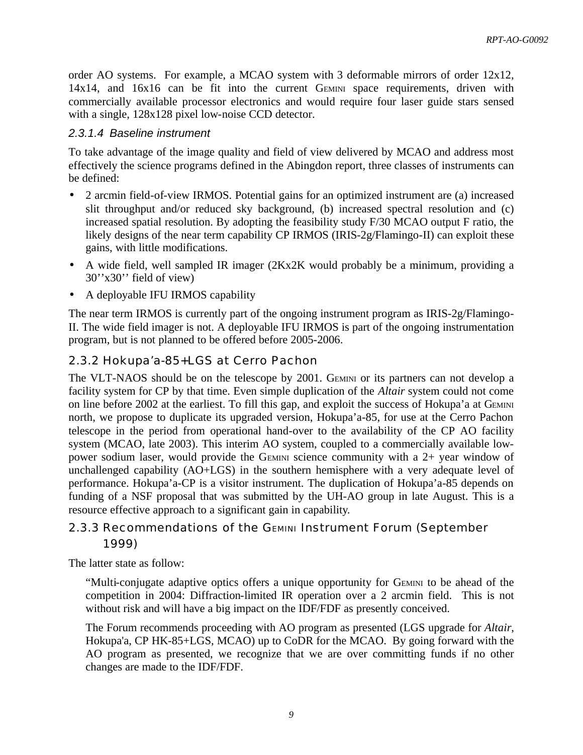order AO systems. For example, a MCAO system with 3 deformable mirrors of order 12x12, 14x14, and 16x16 can be fit into the current GEMINI space requirements, driven with commercially available processor electronics and would require four laser guide stars sensed with a single, 128x128 pixel low-noise CCD detector.

#### 2.3.1.4 Baseline instrument

To take advantage of the image quality and field of view delivered by MCAO and address most effectively the science programs defined in the Abingdon report, three classes of instruments can be defined:

- 2 arcmin field-of-view IRMOS. Potential gains for an optimized instrument are (a) increased slit throughput and/or reduced sky background, (b) increased spectral resolution and (c) increased spatial resolution. By adopting the feasibility study F/30 MCAO output F ratio, the likely designs of the near term capability CP IRMOS (IRIS-2g/Flamingo-II) can exploit these gains, with little modifications.
- A wide field, well sampled IR imager (2Kx2K would probably be a minimum, providing a 30''x30'' field of view)
- A deployable IFU IRMOS capability

The near term IRMOS is currently part of the ongoing instrument program as IRIS-2g/Flamingo-II. The wide field imager is not. A deployable IFU IRMOS is part of the ongoing instrumentation program, but is not planned to be offered before 2005-2006.

### 2.3.2 Hokupa'a-85+LGS at Cerro Pachon

The VLT-NAOS should be on the telescope by 2001. GEMINI or its partners can not develop a facility system for CP by that time. Even simple duplication of the *Altair* system could not come on line before 2002 at the earliest. To fill this gap, and exploit the success of Hokupa'a at GEMINI north, we propose to duplicate its upgraded version, Hokupa'a-85, for use at the Cerro Pachon telescope in the period from operational hand-over to the availability of the CP AO facility system (MCAO, late 2003). This interim AO system, coupled to a commercially available low-power sodium laser, would provide the GEMINI science community with a 2+ year window of unchallenged capability (AO+LGS) in the southern hemisphere with a very adequate level of performance. Hokupa'a-CP is a visitor instrument. The duplication of Hokupa'a-85 depends on funding of a NSF proposal that was submitted by the UH-AO group in late August. This is a resource effective approach to a significant gain in capability.

### 2.3.3 Recommendations of the GEMINI Instrument Forum (September 1999)

The latter state as follow:

> "Multi-conjugate adaptive optics offers a unique opportunity for GEMINI to be ahead of the competition in 2004: Diffraction-limited IR operation over a 2 arcmin field. This is not without risk and will have a big impact on the IDF/FDF as presently conceived.
>
> The Forum recommends proceeding with AO program as presented (LGS upgrade for *Altair*, Hokupa'a, CP HK-85+LGS, MCAO) up to CoDR for the MCAO. By going forward with the AO program as presented, we recognize that we are over committing funds if no other changes are made to the IDF/FDF.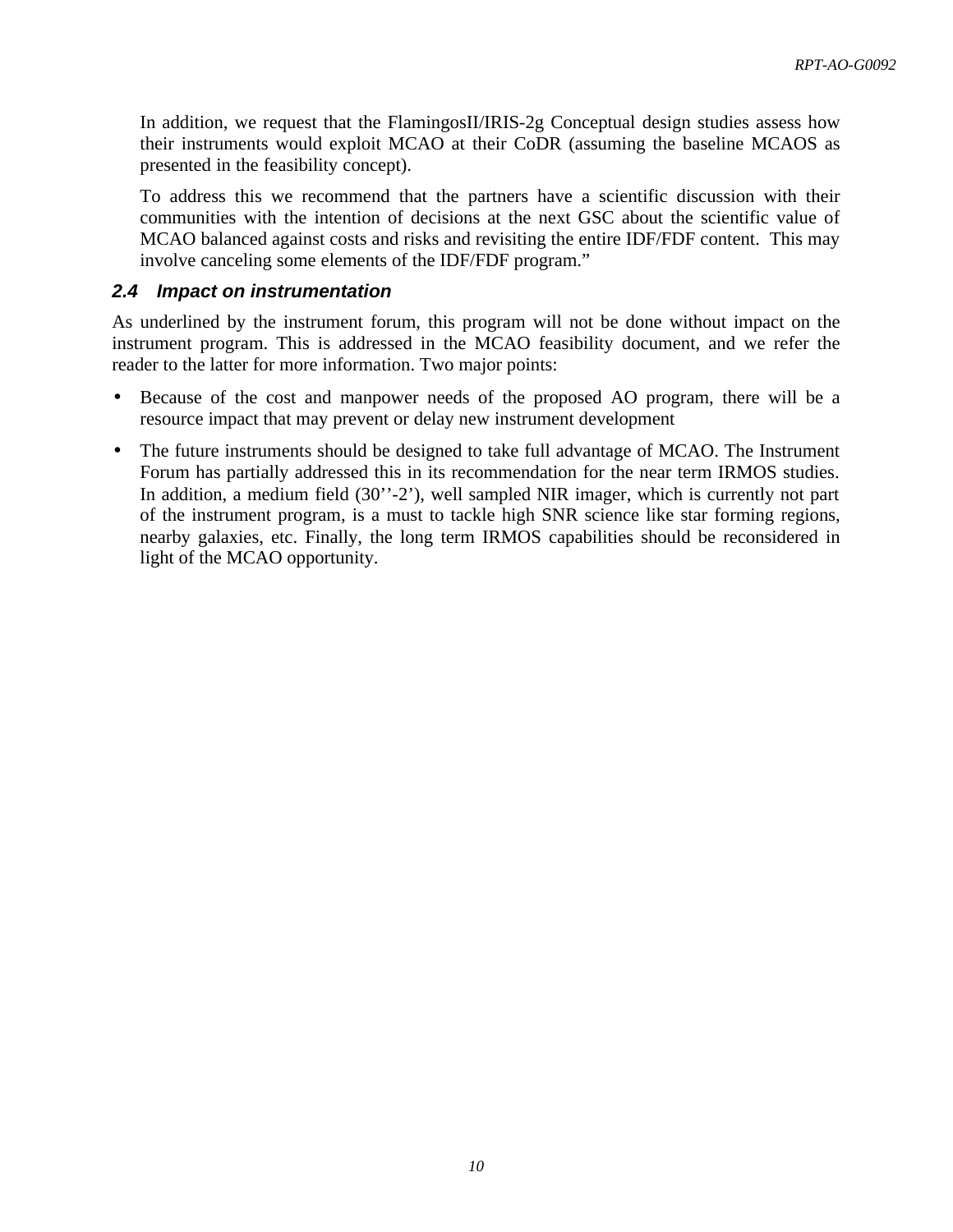In addition, we request that the FlamingosII/IRIS-2g Conceptual design studies assess how their instruments would exploit MCAO at their CoDR (assuming the baseline MCAOS as presented in the feasibility concept).

To address this we recommend that the partners have a scientific discussion with their communities with the intention of decisions at the next GSC about the scientific value of MCAO balanced against costs and risks and revisiting the entire IDF/FDF content. This may involve canceling some elements of the IDF/FDF program."

### 2.4 Impact on instrumentation

As underlined by the instrument forum, this program will not be done without impact on the instrument program. This is addressed in the MCAO feasibility document, and we refer the reader to the latter for more information. Two major points:

- Because of the cost and manpower needs of the proposed AO program, there will be a resource impact that may prevent or delay new instrument development
- The future instruments should be designed to take full advantage of MCAO. The Instrument Forum has partially addressed this in its recommendation for the near term IRMOS studies. In addition, a medium field (30''-2'), well sampled NIR imager, which is currently not part of the instrument program, is a must to tackle high SNR science like star forming regions, nearby galaxies, etc. Finally, the long term IRMOS capabilities should be reconsidered in light of the MCAO opportunity.